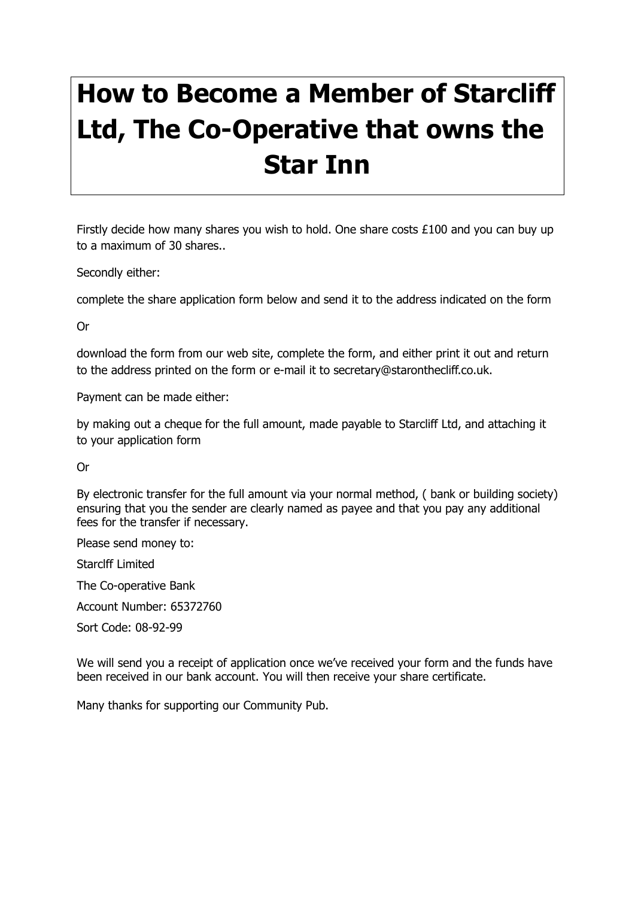# How to Become a Member of Starcliff Ltd, The Co-Operative that owns the Star Inn

Firstly decide how many shares you wish to hold. One share costs £100 and you can buy up to a maximum of 30 shares..

Secondly either:

complete the share application form below and send it to the address indicated on the form

Or

download the form from our web site, complete the form, and either print it out and return to the address printed on the form or e-mail it to secretary@staronthecliff.co.uk.

Payment can be made either:

by making out a cheque for the full amount, made payable to Starcliff Ltd, and attaching it to your application form

Or

By electronic transfer for the full amount via your normal method, ( bank or building society) ensuring that you the sender are clearly named as payee and that you pay any additional fees for the transfer if necessary.

Please send money to:

Starclff Limited

The Co-operative Bank

Account Number: 65372760

Sort Code: 08-92-99

We will send you a receipt of application once we've received your form and the funds have been received in our bank account. You will then receive your share certificate.

Many thanks for supporting our Community Pub.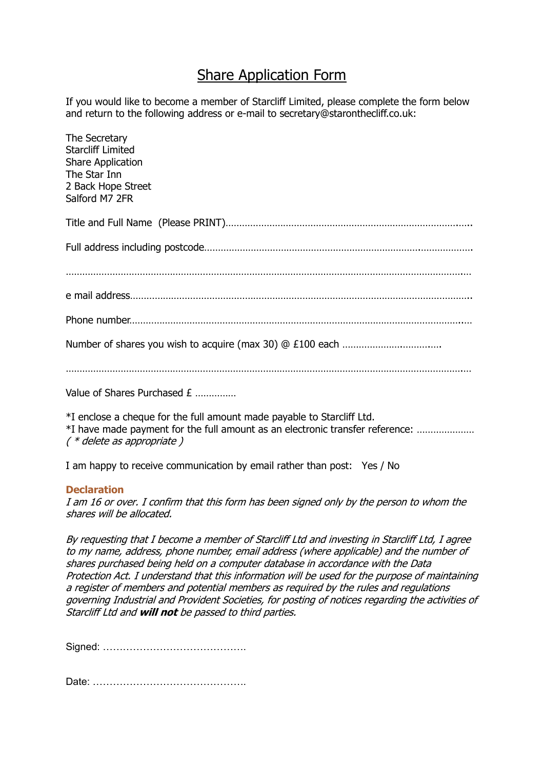# Share Application Form

If you would like to become a member of Starcliff Limited, please complete the form below and return to the following address or e-mail to secretary@staronthecliff.co.uk:

The Secretary
Starcliff Limited
Share Application
The Star Inn
2 Back Hope Street
Salford M7 2FR

Title and Full Name (Please PRINT)……………………………………………………………………………..

Full address including postcode……………………………………………………………………………….

…………………………………………………………………………………………………………………………

e mail address………………………………………………………………………………………………………..

Phone number………………………………………………………………………………………………………

Number of shares you wish to acquire (max 30) @ £100 each ……………………………….

…………………………………………………………………………………………………………………………

Value of Shares Purchased £ ……………

*I enclose a cheque for the full amount made payable to Starcliff Ltd.
*I have made payment for the full amount as an electronic transfer reference: …………………
*( * delete as appropriate )*

I am happy to receive communication by email rather than post: Yes / No

**Declaration**

*I am 16 or over. I confirm that this form has been signed only by the person to whom the shares will be allocated.*

*By requesting that I become a member of Starcliff Ltd and investing in Starcliff Ltd, I agree to my name, address, phone number, email address (where applicable) and the number of shares purchased being held on a computer database in accordance with the Data Protection Act. I understand that this information will be used for the purpose of maintaining a register of members and potential members as required by the rules and regulations governing Industrial and Provident Societies, for posting of notices regarding the activities of Starcliff Ltd and **will not** be passed to third parties.*

Signed: …………………………………….

Date: ……………………………………….